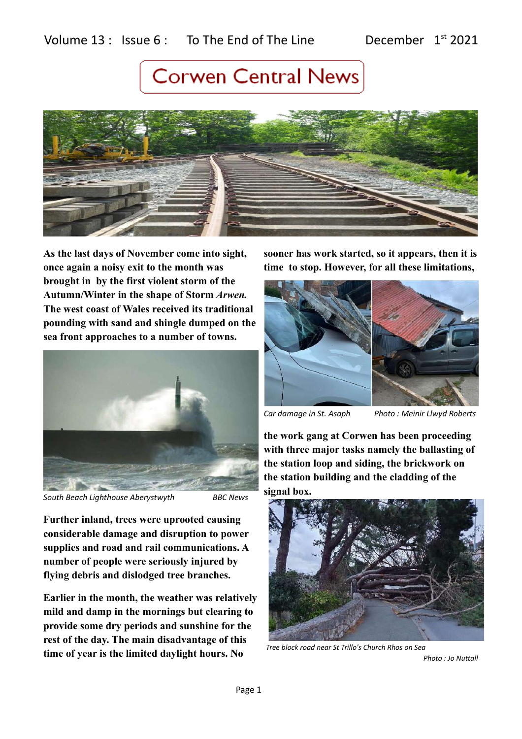# Corwen Central News

As the last days of November come into sight, once again a noisy exit to the month was brought in by the first violent storm of the Autumn/Winter in the shape of Storm *Arwen.* The west coast of Wales received its traditional pounding with sand and shingle dumped on the sea front approaches to a number of towns.

*South Beach Lighthouse Aberystwyth* *BBC News*

Further inland, trees were uprooted causing considerable damage and disruption to power supplies and road and rail communications. A number of people were seriously injured by flying debris and dislodged tree branches.

Earlier in the month, the weather was relatively mild and damp in the mornings but clearing to provide some dry periods and sunshine for the rest of the day. The main disadvantage of this time of year is the limited daylight hours. No sooner has work started, so it appears, then it is time to stop. However, for all these limitations,

*Car damage in St. Asaph* *Photo : Meinir Llwyd Roberts*

the work gang at Corwen has been proceeding with three major tasks namely the ballasting of the station loop and siding, the brickwork on the station building and the cladding of the signal box.

*Tree block road near St Trillo's Church Rhos on Sea*
*Photo : Jo Nuttall*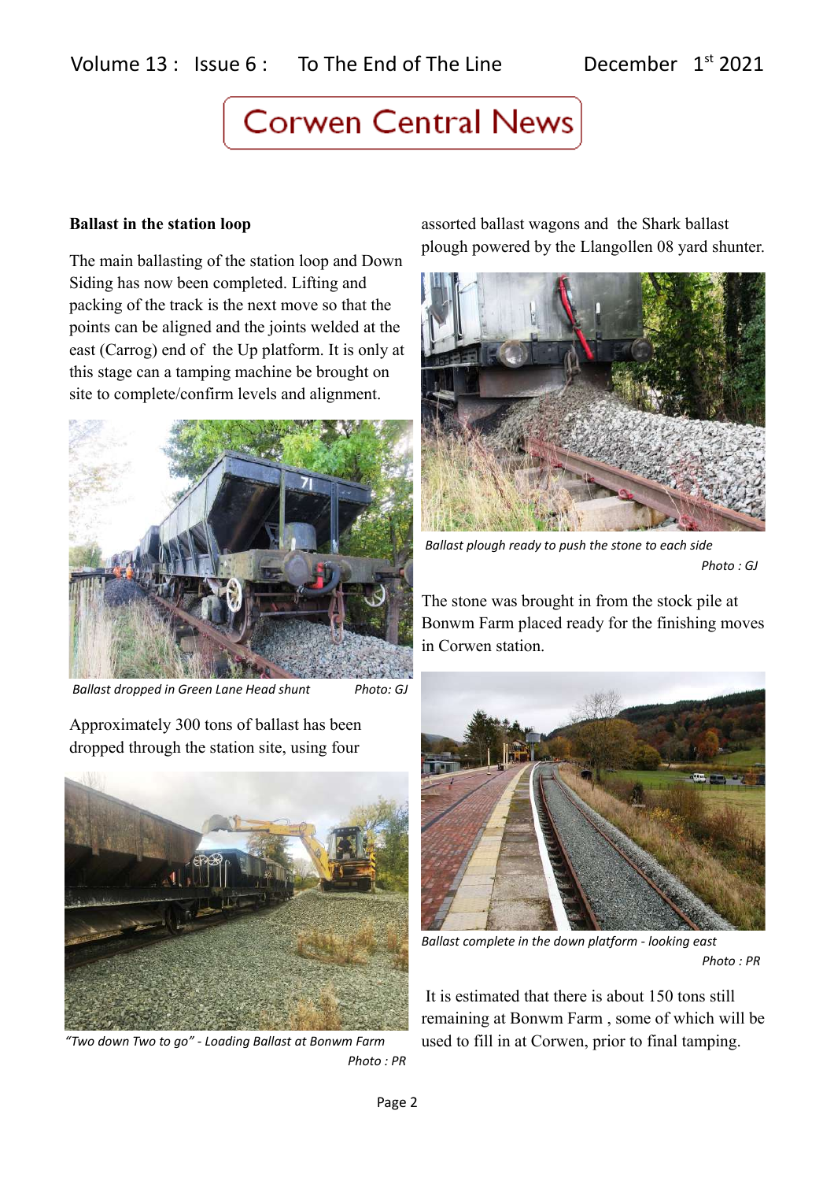## Ballast in the station loop

The main ballasting of the station loop and Down Siding has now been completed. Lifting and packing of the track is the next move so that the points can be aligned and the joints welded at the east (Carrog) end of the Up platform. It is only at this stage can a tamping machine be brought on site to complete/confirm levels and alignment.

*Ballast dropped in Green Lane Head shunt* Photo: GJ

Approximately 300 tons of ballast has been dropped through the station site, using four assorted ballast wagons and the Shark ballast plough powered by the Llangollen 08 yard shunter.

*"Two down Two to go" - Loading Ballast at Bonwm Farm* Photo : PR

*Ballast plough ready to push the stone to each side* Photo : GJ

The stone was brought in from the stock pile at Bonwm Farm placed ready for the finishing moves in Corwen station.

*Ballast complete in the down platform - looking east* Photo : PR

It is estimated that there is about 150 tons still remaining at Bonwm Farm , some of which will be used to fill in at Corwen, prior to final tamping.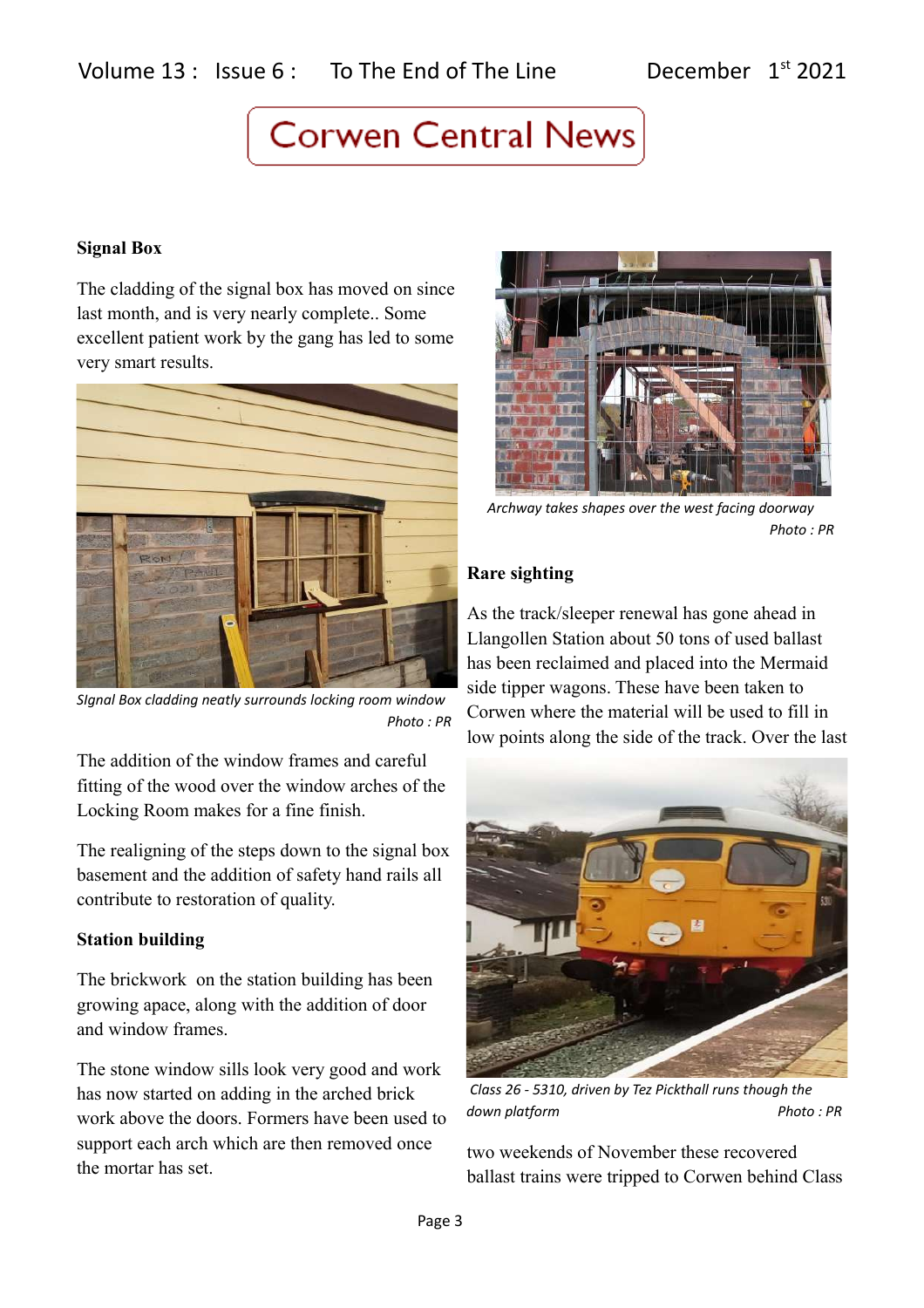# Corwen Central News

### Signal Box

The cladding of the signal box has moved on since last month, and is very nearly complete.. Some excellent patient work by the gang has led to some very smart results.

*SIgnal Box cladding neatly surrounds locking room window*
*Photo : PR*

The addition of the window frames and careful fitting of the wood over the window arches of the Locking Room makes for a fine finish.

The realigning of the steps down to the signal box basement and the addition of safety hand rails all contribute to restoration of quality.

### Station building

The brickwork on the station building has been growing apace, along with the addition of door and window frames.

The stone window sills look very good and work has now started on adding in the arched brick work above the doors. Formers have been used to support each arch which are then removed once the mortar has set.

*Archway takes shapes over the west facing doorway*
*Photo : PR*

### Rare sighting

As the track/sleeper renewal has gone ahead in Llangollen Station about 50 tons of used ballast has been reclaimed and placed into the Mermaid side tipper wagons. These have been taken to Corwen where the material will be used to fill in low points along the side of the track. Over the last two weekends of November these recovered ballast trains were tripped to Corwen behind Class

*Class 26 - 5310, driven by Tez Pickthall runs though the down platform*
*Photo : PR*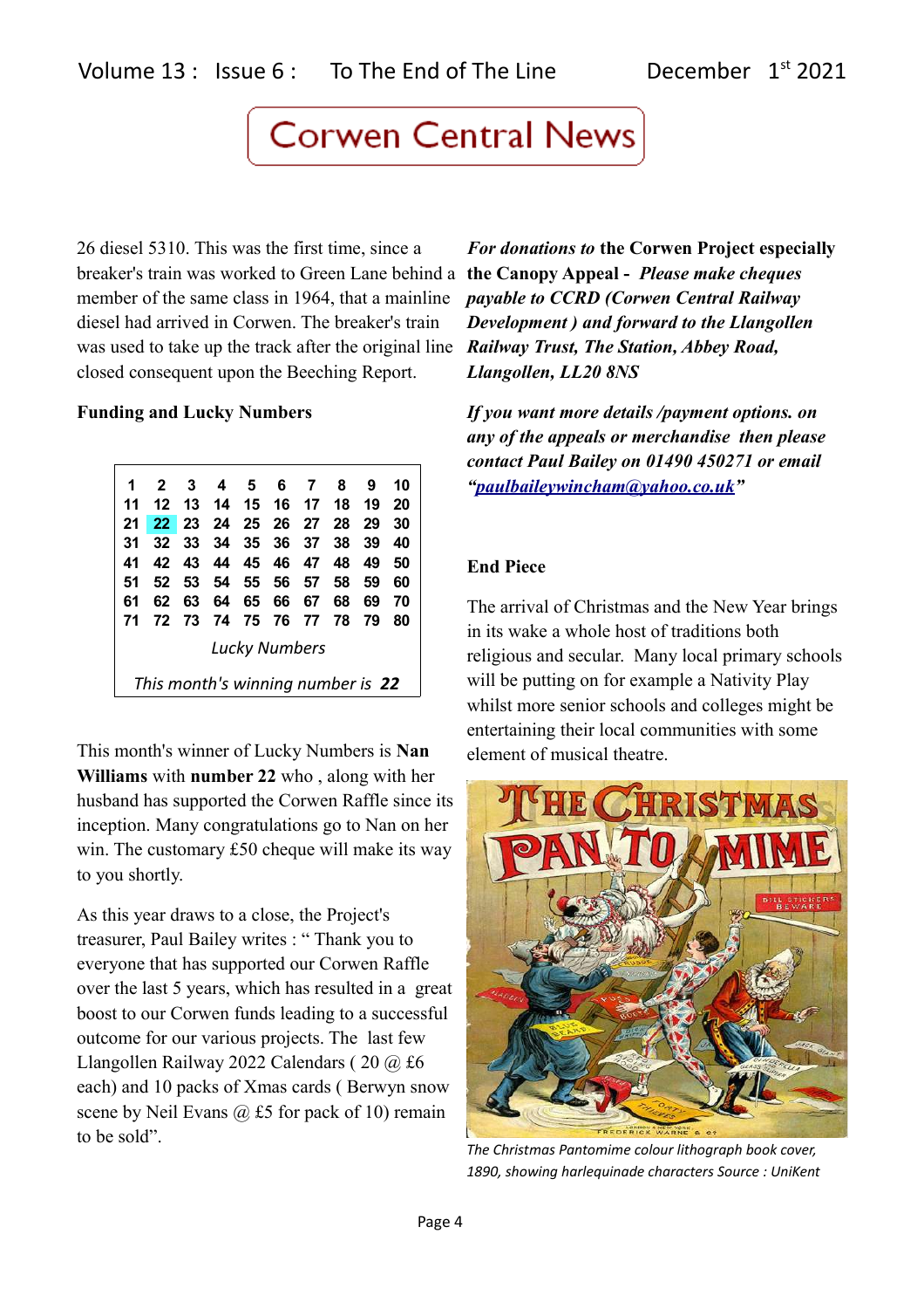26 diesel 5310. This was the first time, since a breaker's train was worked to Green Lane behind a member of the same class in 1964, that a mainline diesel had arrived in Corwen. The breaker's train was used to take up the track after the original line closed consequent upon the Beeching Report.

**Funding and Lucky Numbers**

| 1 | 2 | 3 | 4 | 5 | 6 | 7 | 8 | 9 | 10 |
|---|---|---|---|---|---|---|---|---|---|
| 11 | 12 | 13 | 14 | 15 | 16 | 17 | 18 | 19 | 20 |
| 21 | 22 | 23 | 24 | 25 | 26 | 27 | 28 | 29 | 30 |
| 31 | 32 | 33 | 34 | 35 | 36 | 37 | 38 | 39 | 40 |
| 41 | 42 | 43 | 44 | 45 | 46 | 47 | 48 | 49 | 50 |
| 51 | 52 | 53 | 54 | 55 | 56 | 57 | 58 | 59 | 60 |
| 61 | 62 | 63 | 64 | 65 | 66 | 67 | 68 | 69 | 70 |
| 71 | 72 | 73 | 74 | 75 | 76 | 77 | 78 | 79 | 80 |

*Lucky Numbers*

*This month's winning number is* ***22***

This month's winner of Lucky Numbers is **Nan Williams** with **number 22** who , along with her husband has supported the Corwen Raffle since its inception. Many congratulations go to Nan on her win. The customary £50 cheque will make its way to you shortly.

As this year draws to a close, the Project's treasurer, Paul Bailey writes : " Thank you to everyone that has supported our Corwen Raffle over the last 5 years, which has resulted in a great boost to our Corwen funds leading to a successful outcome for our various projects. The last few Llangollen Railway 2022 Calendars ( 20 @ £6 each) and 10 packs of Xmas cards ( Berwyn snow scene by Neil Evans @ £5 for pack of 10) remain to be sold".

***For donations to* the Corwen Project especially the Canopy Appeal -** ***Please make cheques payable to CCRD (Corwen Central Railway Development ) and forward to the Llangollen Railway Trust, The Station, Abbey Road, Llangollen, LL20 8NS***

***If you want more details /payment options. on any of the appeals or merchandise then please contact Paul Bailey on 01490 450271 or email "paulbaileywincham@yahoo.co.uk"***

**End Piece**

The arrival of Christmas and the New Year brings in its wake a whole host of traditions both religious and secular. Many local primary schools will be putting on for example a Nativity Play whilst more senior schools and colleges might be entertaining their local communities with some element of musical theatre.

*The Christmas Pantomime colour lithograph book cover, 1890, showing harlequinade characters Source : UniKent*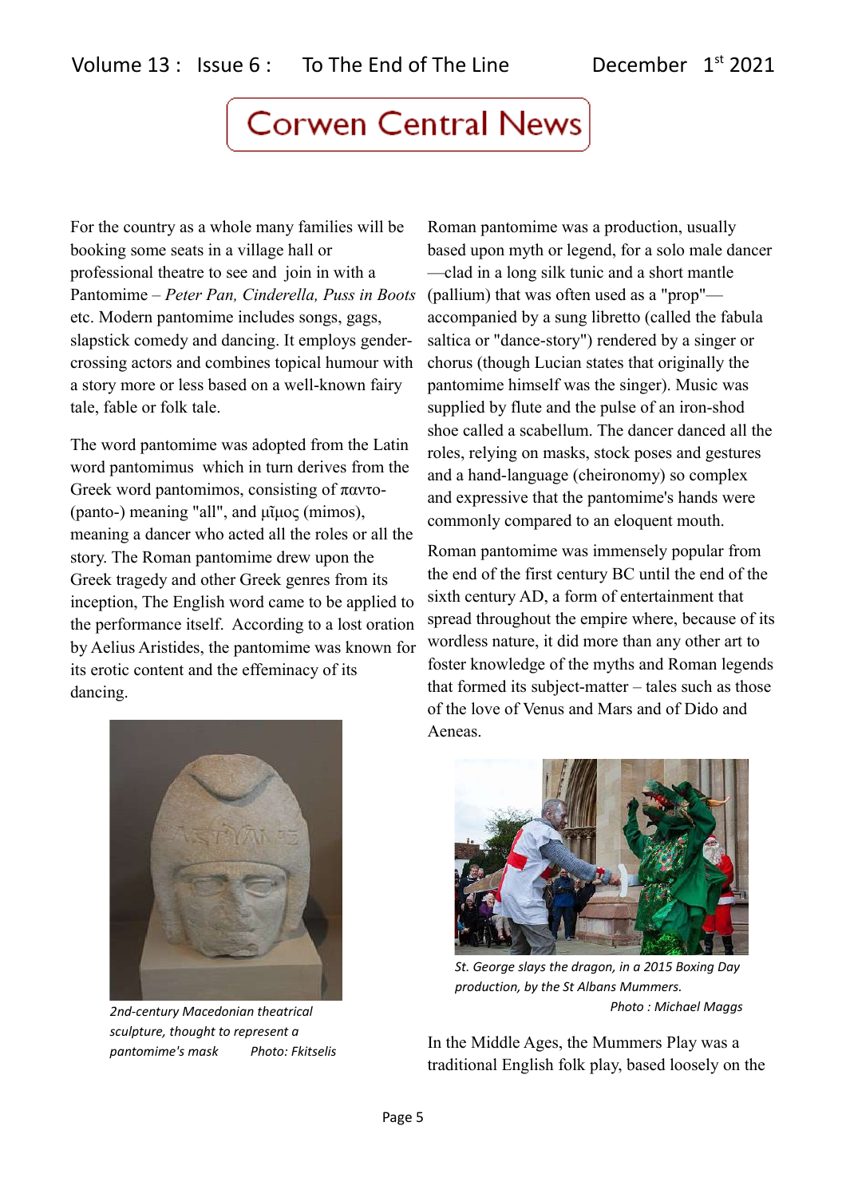# Corwen Central News

For the country as a whole many families will be booking some seats in a village hall or professional theatre to see and join in with a Pantomime – *Peter Pan, Cinderella, Puss in Boots* etc. Modern pantomime includes songs, gags, slapstick comedy and dancing. It employs gender-crossing actors and combines topical humour with a story more or less based on a well-known fairy tale, fable or folk tale.

The word pantomime was adopted from the Latin word pantomimus which in turn derives from the Greek word pantomimos, consisting of παντο- (panto-) meaning "all", and μῖμος (mimos), meaning a dancer who acted all the roles or all the story. The Roman pantomime drew upon the Greek tragedy and other Greek genres from its inception, The English word came to be applied to the performance itself. According to a lost oration by Aelius Aristides, the pantomime was known for its erotic content and the effeminacy of its dancing.

*2nd-century Macedonian theatrical sculpture, thought to represent a pantomime's mask Photo: Fkitselis*

Roman pantomime was a production, usually based upon myth or legend, for a solo male dancer—clad in a long silk tunic and a short mantle (pallium) that was often used as a "prop"—accompanied by a sung libretto (called the fabula saltica or "dance-story") rendered by a singer or chorus (though Lucian states that originally the pantomime himself was the singer). Music was supplied by flute and the pulse of an iron-shod shoe called a scabellum. The dancer danced all the roles, relying on masks, stock poses and gestures and a hand-language (cheironomy) so complex and expressive that the pantomime's hands were commonly compared to an eloquent mouth.

Roman pantomime was immensely popular from the end of the first century BC until the end of the sixth century AD, a form of entertainment that spread throughout the empire where, because of its wordless nature, it did more than any other art to foster knowledge of the myths and Roman legends that formed its subject-matter – tales such as those of the love of Venus and Mars and of Dido and Aeneas.

*St. George slays the dragon, in a 2015 Boxing Day production, by the St Albans Mummers. Photo : Michael Maggs*

In the Middle Ages, the Mummers Play was a traditional English folk play, based loosely on the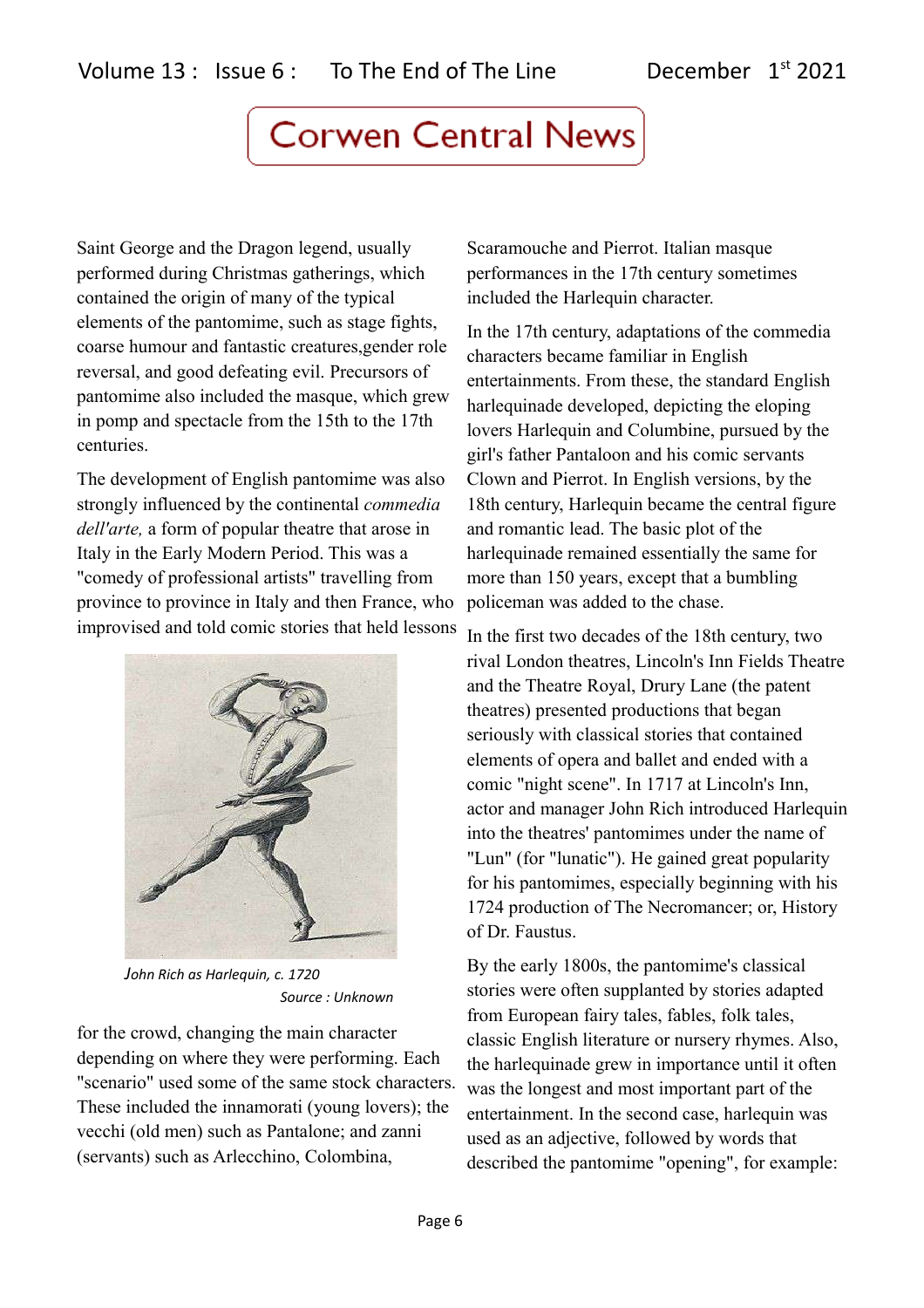# Corwen Central News

Saint George and the Dragon legend, usually performed during Christmas gatherings, which contained the origin of many of the typical elements of the pantomime, such as stage fights, coarse humour and fantastic creatures,gender role reversal, and good defeating evil. Precursors of pantomime also included the masque, which grew in pomp and spectacle from the 15th to the 17th centuries.

The development of English pantomime was also strongly influenced by the continental *commedia dell'arte,* a form of popular theatre that arose in Italy in the Early Modern Period. This was a "comedy of professional artists" travelling from province to province in Italy and then France, who improvised and told comic stories that held lessons for the crowd, changing the main character depending on where they were performing. Each "scenario" used some of the same stock characters. These included the innamorati (young lovers); the vecchi (old men) such as Pantalone; and zanni (servants) such as Arlecchino, Colombina, Scaramouche and Pierrot. Italian masque performances in the 17th century sometimes included the Harlequin character.

*John Rich as Harlequin, c. 1720*
*Source : Unknown*

In the 17th century, adaptations of the commedia characters became familiar in English entertainments. From these, the standard English harlequinade developed, depicting the eloping lovers Harlequin and Columbine, pursued by the girl's father Pantaloon and his comic servants Clown and Pierrot. In English versions, by the 18th century, Harlequin became the central figure and romantic lead. The basic plot of the harlequinade remained essentially the same for more than 150 years, except that a bumbling policeman was added to the chase.

In the first two decades of the 18th century, two rival London theatres, Lincoln's Inn Fields Theatre and the Theatre Royal, Drury Lane (the patent theatres) presented productions that began seriously with classical stories that contained elements of opera and ballet and ended with a comic "night scene". In 1717 at Lincoln's Inn, actor and manager John Rich introduced Harlequin into the theatres' pantomimes under the name of "Lun" (for "lunatic"). He gained great popularity for his pantomimes, especially beginning with his 1724 production of The Necromancer; or, History of Dr. Faustus.

By the early 1800s, the pantomime's classical stories were often supplanted by stories adapted from European fairy tales, fables, folk tales, classic English literature or nursery rhymes. Also, the harlequinade grew in importance until it often was the longest and most important part of the entertainment. In the second case, harlequin was used as an adjective, followed by words that described the pantomime "opening", for example: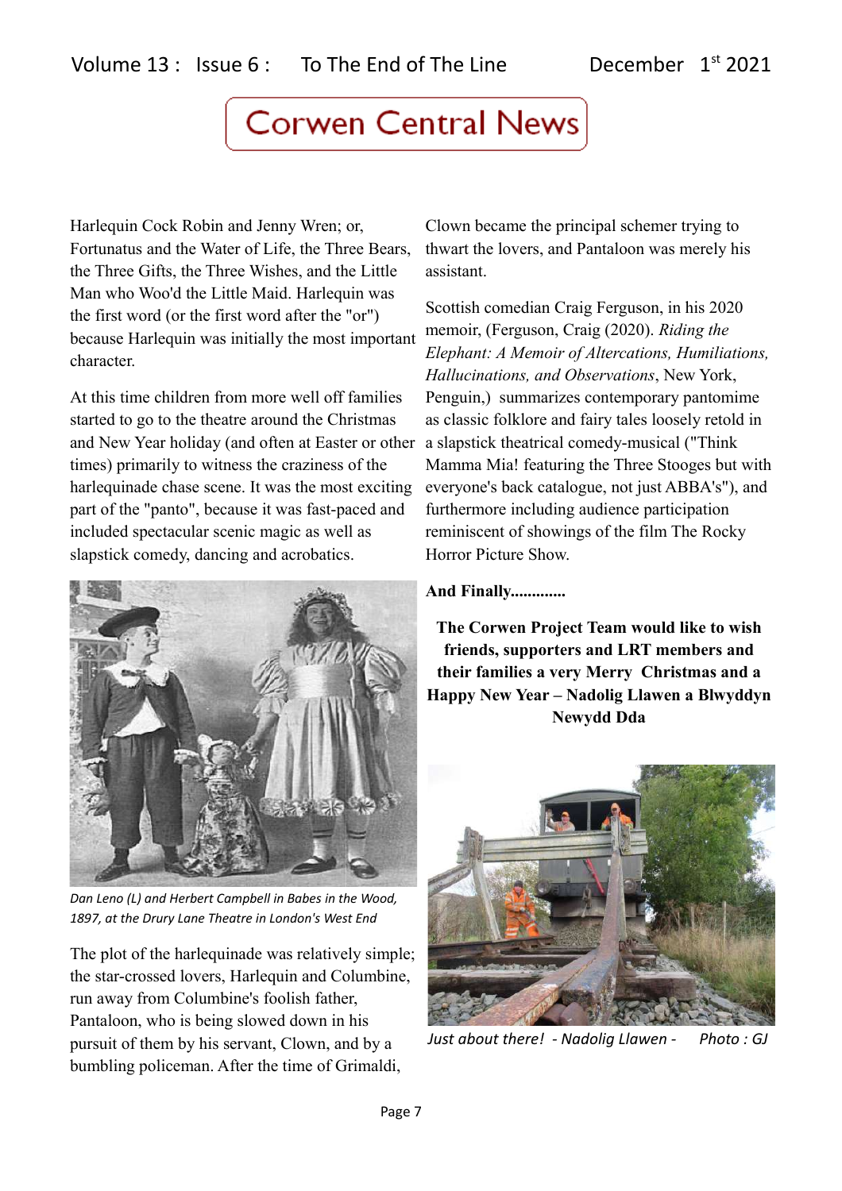Harlequin Cock Robin and Jenny Wren; or, Fortunatus and the Water of Life, the Three Bears, the Three Gifts, the Three Wishes, and the Little Man who Woo'd the Little Maid. Harlequin was the first word (or the first word after the "or") because Harlequin was initially the most important character.

At this time children from more well off families started to go to the theatre around the Christmas and New Year holiday (and often at Easter or other times) primarily to witness the craziness of the harlequinade chase scene. It was the most exciting part of the "panto", because it was fast-paced and included spectacular scenic magic as well as slapstick comedy, dancing and acrobatics.

*Dan Leno (L) and Herbert Campbell in Babes in the Wood, 1897, at the Drury Lane Theatre in London's West End*

The plot of the harlequinade was relatively simple; the star-crossed lovers, Harlequin and Columbine, run away from Columbine's foolish father, Pantaloon, who is being slowed down in his pursuit of them by his servant, Clown, and by a bumbling policeman. After the time of Grimaldi, Clown became the principal schemer trying to thwart the lovers, and Pantaloon was merely his assistant.

Scottish comedian Craig Ferguson, in his 2020 memoir, (Ferguson, Craig (2020). *Riding the Elephant: A Memoir of Altercations, Humiliations, Hallucinations, and Observations*, New York, Penguin,) summarizes contemporary pantomime as classic folklore and fairy tales loosely retold in a slapstick theatrical comedy-musical ("Think Mamma Mia! featuring the Three Stooges but with everyone's back catalogue, not just ABBA's"), and furthermore including audience participation reminiscent of showings of the film The Rocky Horror Picture Show.

**And Finally.............**

**The Corwen Project Team would like to wish friends, supporters and LRT members and their families a very Merry Christmas and a Happy New Year – Nadolig Llawen a Blwyddyn Newydd Dda**

*Just about there! - Nadolig Llawen - Photo : GJ*